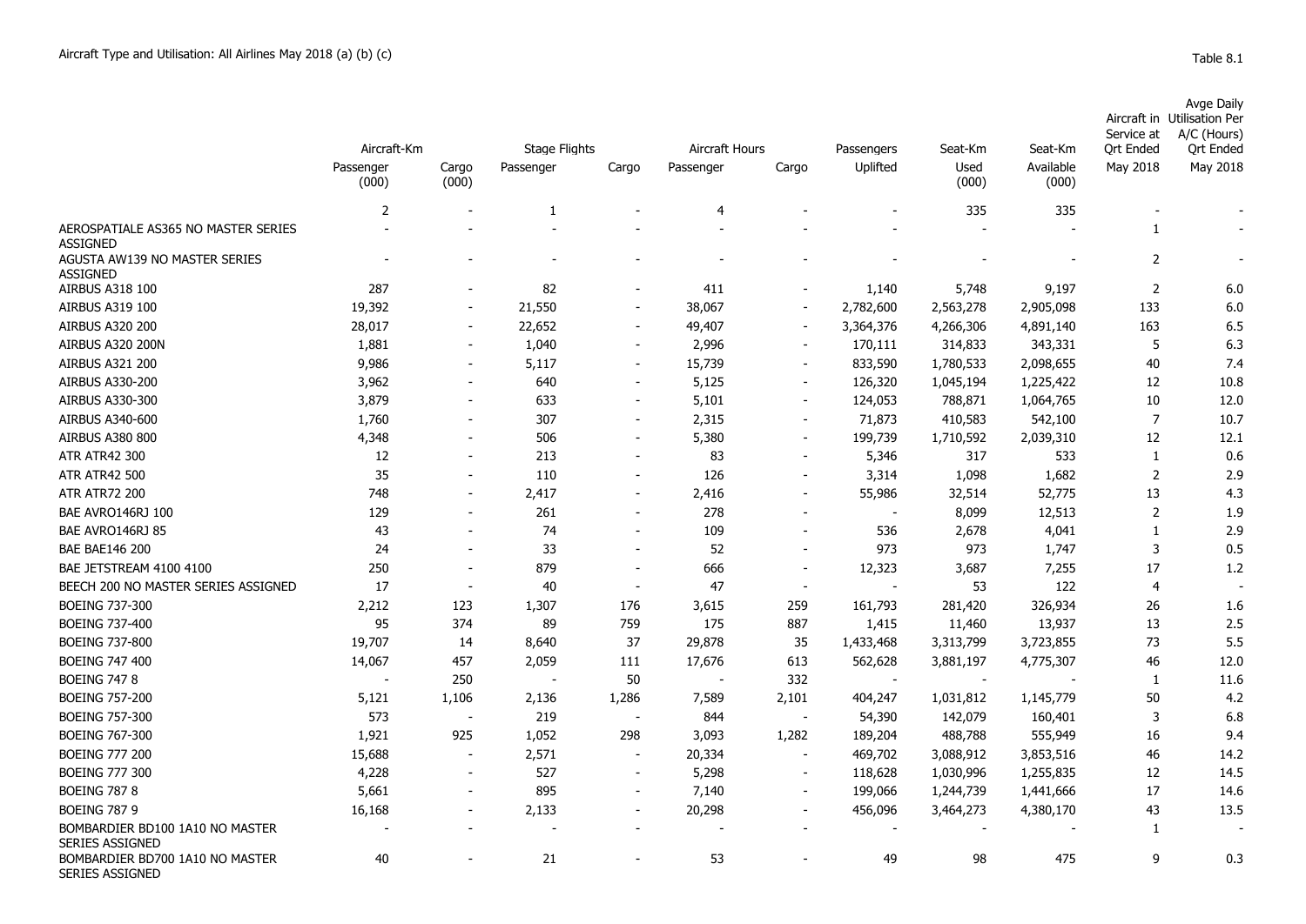Aircraft Type and Utilisation: All Airlines May 2018 (a) (b) (c)

Table 8.1

| | Aircraft-Km | | Stage Flights | | Aircraft Hours | | Passengers | Seat-Km | Seat-Km | Aircraft in Service at Qrt Ended | Avge Daily Utilisation Per A/C (Hours) Qrt Ended |
|---|---|---|---|---|---|---|---|---|---|---|---|
| | Passenger (000) | Cargo (000) | Passenger | Cargo | Passenger | Cargo | Uplifted | Used (000) | Available (000) | May 2018 | May 2018 |
| | 2 | - | 1 | - | 4 | - | - | 335 | 335 | - | - |
| AEROSPATIALE AS365 NO MASTER SERIES ASSIGNED | - | - | - | - | - | - | - | - | - | 1 | - |
| AGUSTA AW139 NO MASTER SERIES ASSIGNED | - | - | - | - | - | - | - | - | - | 2 | - |
| AIRBUS A318 100 | 287 | - | 82 | - | 411 | - | 1,140 | 5,748 | 9,197 | 2 | 6.0 |
| AIRBUS A319 100 | 19,392 | - | 21,550 | - | 38,067 | - | 2,782,600 | 2,563,278 | 2,905,098 | 133 | 6.0 |
| AIRBUS A320 200 | 28,017 | - | 22,652 | - | 49,407 | - | 3,364,376 | 4,266,306 | 4,891,140 | 163 | 6.5 |
| AIRBUS A320 200N | 1,881 | - | 1,040 | - | 2,996 | - | 170,111 | 314,833 | 343,331 | 5 | 6.3 |
| AIRBUS A321 200 | 9,986 | - | 5,117 | - | 15,739 | - | 833,590 | 1,780,533 | 2,098,655 | 40 | 7.4 |
| AIRBUS A330-200 | 3,962 | - | 640 | - | 5,125 | - | 126,320 | 1,045,194 | 1,225,422 | 12 | 10.8 |
| AIRBUS A330-300 | 3,879 | - | 633 | - | 5,101 | - | 124,053 | 788,871 | 1,064,765 | 10 | 12.0 |
| AIRBUS A340-600 | 1,760 | - | 307 | - | 2,315 | - | 71,873 | 410,583 | 542,100 | 7 | 10.7 |
| AIRBUS A380 800 | 4,348 | - | 506 | - | 5,380 | - | 199,739 | 1,710,592 | 2,039,310 | 12 | 12.1 |
| ATR ATR42 300 | 12 | - | 213 | - | 83 | - | 5,346 | 317 | 533 | 1 | 0.6 |
| ATR ATR42 500 | 35 | - | 110 | - | 126 | - | 3,314 | 1,098 | 1,682 | 2 | 2.9 |
| ATR ATR72 200 | 748 | - | 2,417 | - | 2,416 | - | 55,986 | 32,514 | 52,775 | 13 | 4.3 |
| BAE AVRO146RJ 100 | 129 | - | 261 | - | 278 | - | - | 8,099 | 12,513 | 2 | 1.9 |
| BAE AVRO146RJ 85 | 43 | - | 74 | - | 109 | - | 536 | 2,678 | 4,041 | 1 | 2.9 |
| BAE BAE146 200 | 24 | - | 33 | - | 52 | - | 973 | 973 | 1,747 | 3 | 0.5 |
| BAE JETSTREAM 4100 4100 | 250 | - | 879 | - | 666 | - | 12,323 | 3,687 | 7,255 | 17 | 1.2 |
| BEECH 200 NO MASTER SERIES ASSIGNED | 17 | - | 40 | - | 47 | - | - | 53 | 122 | 4 | - |
| BOEING 737-300 | 2,212 | 123 | 1,307 | 176 | 3,615 | 259 | 161,793 | 281,420 | 326,934 | 26 | 1.6 |
| BOEING 737-400 | 95 | 374 | 89 | 759 | 175 | 887 | 1,415 | 11,460 | 13,937 | 13 | 2.5 |
| BOEING 737-800 | 19,707 | 14 | 8,640 | 37 | 29,878 | 35 | 1,433,468 | 3,313,799 | 3,723,855 | 73 | 5.5 |
| BOEING 747 400 | 14,067 | 457 | 2,059 | 111 | 17,676 | 613 | 562,628 | 3,881,197 | 4,775,307 | 46 | 12.0 |
| BOEING 747 8 | - | 250 | - | 50 | - | 332 | - | - | - | 1 | 11.6 |
| BOEING 757-200 | 5,121 | 1,106 | 2,136 | 1,286 | 7,589 | 2,101 | 404,247 | 1,031,812 | 1,145,779 | 50 | 4.2 |
| BOEING 757-300 | 573 | - | 219 | - | 844 | - | 54,390 | 142,079 | 160,401 | 3 | 6.8 |
| BOEING 767-300 | 1,921 | 925 | 1,052 | 298 | 3,093 | 1,282 | 189,204 | 488,788 | 555,949 | 16 | 9.4 |
| BOEING 777 200 | 15,688 | - | 2,571 | - | 20,334 | - | 469,702 | 3,088,912 | 3,853,516 | 46 | 14.2 |
| BOEING 777 300 | 4,228 | - | 527 | - | 5,298 | - | 118,628 | 1,030,996 | 1,255,835 | 12 | 14.5 |
| BOEING 787 8 | 5,661 | - | 895 | - | 7,140 | - | 199,066 | 1,244,739 | 1,441,666 | 17 | 14.6 |
| BOEING 787 9 | 16,168 | - | 2,133 | - | 20,298 | - | 456,096 | 3,464,273 | 4,380,170 | 43 | 13.5 |
| BOMBARDIER BD100 1A10 NO MASTER SERIES ASSIGNED | - | - | - | - | - | - | - | - | - | 1 | - |
| BOMBARDIER BD700 1A10 NO MASTER SERIES ASSIGNED | 40 | - | 21 | - | 53 | - | 49 | 98 | 475 | 9 | 0.3 |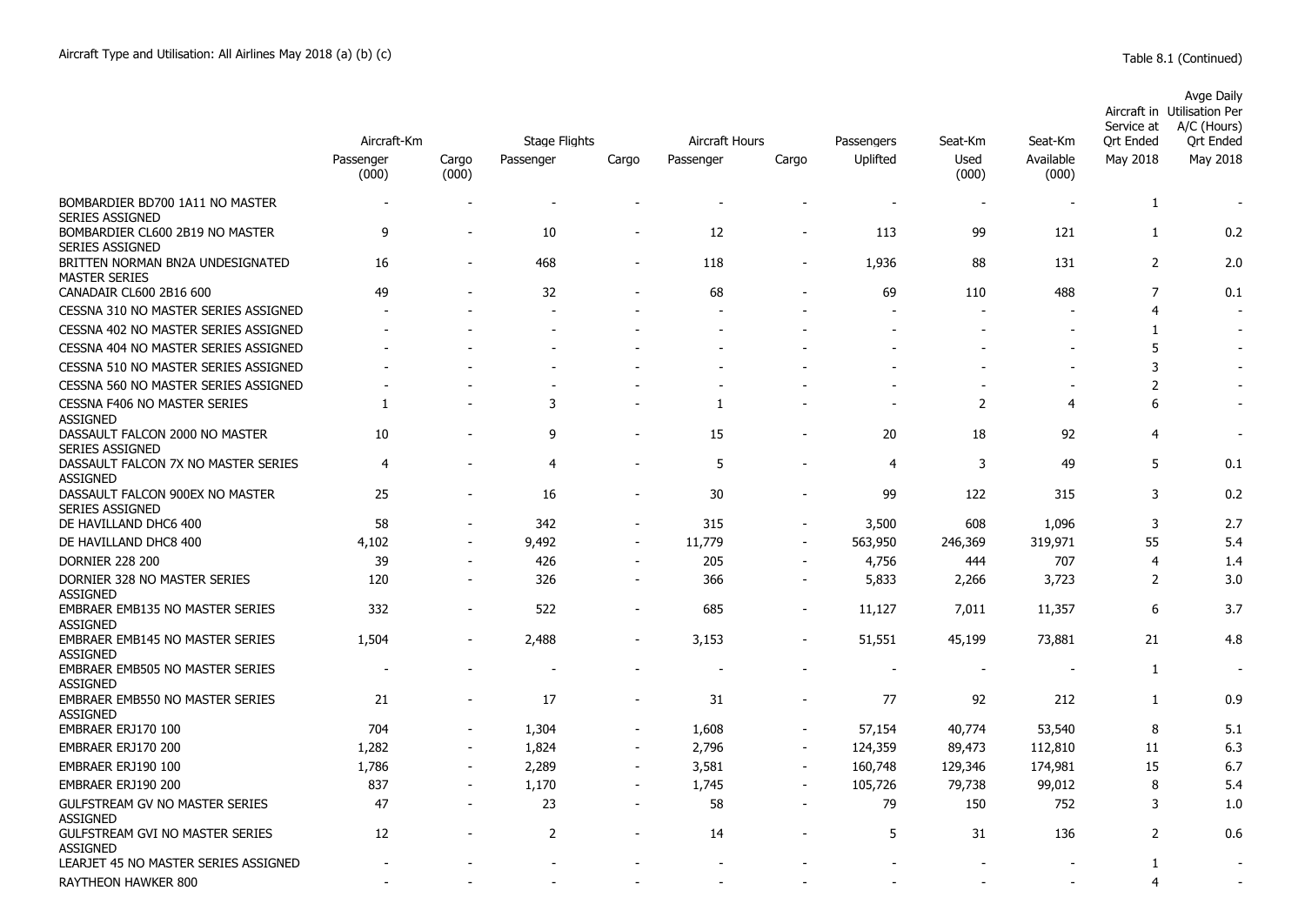Aircraft Type and Utilisation: All Airlines May 2018 (a) (b) (c)

Table 8.1 (Continued)

| | Aircraft-Km | | Stage Flights | | Aircraft Hours | | Passengers | Seat-Km | Seat-Km | Aircraft in Service at Qrt Ended | Avge Daily Utilisation Per A/C (Hours) Qrt Ended |
|---|---|---|---|---|---|---|---|---|---|---|---|
| | Passenger (000) | Cargo (000) | Passenger | Cargo | Passenger | Cargo | Uplifted | Used (000) | Available (000) | May 2018 | May 2018 |
| BOMBARDIER BD700 1A11 NO MASTER SERIES ASSIGNED | - | - | - | - | - | - | - | - | - | 1 | - |
| BOMBARDIER CL600 2B19 NO MASTER SERIES ASSIGNED | 9 | - | 10 | - | 12 | - | 113 | 99 | 121 | 1 | 0.2 |
| BRITTEN NORMAN BN2A UNDESIGNATED MASTER SERIES | 16 | - | 468 | - | 118 | - | 1,936 | 88 | 131 | 2 | 2.0 |
| CANADAIR CL600 2B16 600 | 49 | - | 32 | - | 68 | - | 69 | 110 | 488 | 7 | 0.1 |
| CESSNA 310 NO MASTER SERIES ASSIGNED | - | - | - | - | - | - | - | - | - | 4 | - |
| CESSNA 402 NO MASTER SERIES ASSIGNED | - | - | - | - | - | - | - | - | - | 1 | - |
| CESSNA 404 NO MASTER SERIES ASSIGNED | - | - | - | - | - | - | - | - | - | 5 | - |
| CESSNA 510 NO MASTER SERIES ASSIGNED | - | - | - | - | - | - | - | - | - | 3 | - |
| CESSNA 560 NO MASTER SERIES ASSIGNED | - | - | - | - | - | - | - | - | - | 2 | - |
| CESSNA F406 NO MASTER SERIES ASSIGNED | 1 | - | 3 | - | 1 | - | - | 2 | 4 | 6 | - |
| DASSAULT FALCON 2000 NO MASTER SERIES ASSIGNED | 10 | - | 9 | - | 15 | - | 20 | 18 | 92 | 4 | - |
| DASSAULT FALCON 7X NO MASTER SERIES ASSIGNED | 4 | - | 4 | - | 5 | - | 4 | 3 | 49 | 5 | 0.1 |
| DASSAULT FALCON 900EX NO MASTER SERIES ASSIGNED | 25 | - | 16 | - | 30 | - | 99 | 122 | 315 | 3 | 0.2 |
| DE HAVILLAND DHC6 400 | 58 | - | 342 | - | 315 | - | 3,500 | 608 | 1,096 | 3 | 2.7 |
| DE HAVILLAND DHC8 400 | 4,102 | - | 9,492 | - | 11,779 | - | 563,950 | 246,369 | 319,971 | 55 | 5.4 |
| DORNIER 228 200 | 39 | - | 426 | - | 205 | - | 4,756 | 444 | 707 | 4 | 1.4 |
| DORNIER 328 NO MASTER SERIES ASSIGNED | 120 | - | 326 | - | 366 | - | 5,833 | 2,266 | 3,723 | 2 | 3.0 |
| EMBRAER EMB135 NO MASTER SERIES ASSIGNED | 332 | - | 522 | - | 685 | - | 11,127 | 7,011 | 11,357 | 6 | 3.7 |
| EMBRAER EMB145 NO MASTER SERIES ASSIGNED | 1,504 | - | 2,488 | - | 3,153 | - | 51,551 | 45,199 | 73,881 | 21 | 4.8 |
| EMBRAER EMB505 NO MASTER SERIES ASSIGNED | - | - | - | - | - | - | - | - | - | 1 | - |
| EMBRAER EMB550 NO MASTER SERIES ASSIGNED | 21 | - | 17 | - | 31 | - | 77 | 92 | 212 | 1 | 0.9 |
| EMBRAER ERJ170 100 | 704 | - | 1,304 | - | 1,608 | - | 57,154 | 40,774 | 53,540 | 8 | 5.1 |
| EMBRAER ERJ170 200 | 1,282 | - | 1,824 | - | 2,796 | - | 124,359 | 89,473 | 112,810 | 11 | 6.3 |
| EMBRAER ERJ190 100 | 1,786 | - | 2,289 | - | 3,581 | - | 160,748 | 129,346 | 174,981 | 15 | 6.7 |
| EMBRAER ERJ190 200 | 837 | - | 1,170 | - | 1,745 | - | 105,726 | 79,738 | 99,012 | 8 | 5.4 |
| GULFSTREAM GV NO MASTER SERIES ASSIGNED | 47 | - | 23 | - | 58 | - | 79 | 150 | 752 | 3 | 1.0 |
| GULFSTREAM GVI NO MASTER SERIES ASSIGNED | 12 | - | 2 | - | 14 | - | 5 | 31 | 136 | 2 | 0.6 |
| LEARJET 45 NO MASTER SERIES ASSIGNED | - | - | - | - | - | - | - | - | - | 1 | - |
| RAYTHEON HAWKER 800 | - | - | - | - | - | - | - | - | - | 4 | - |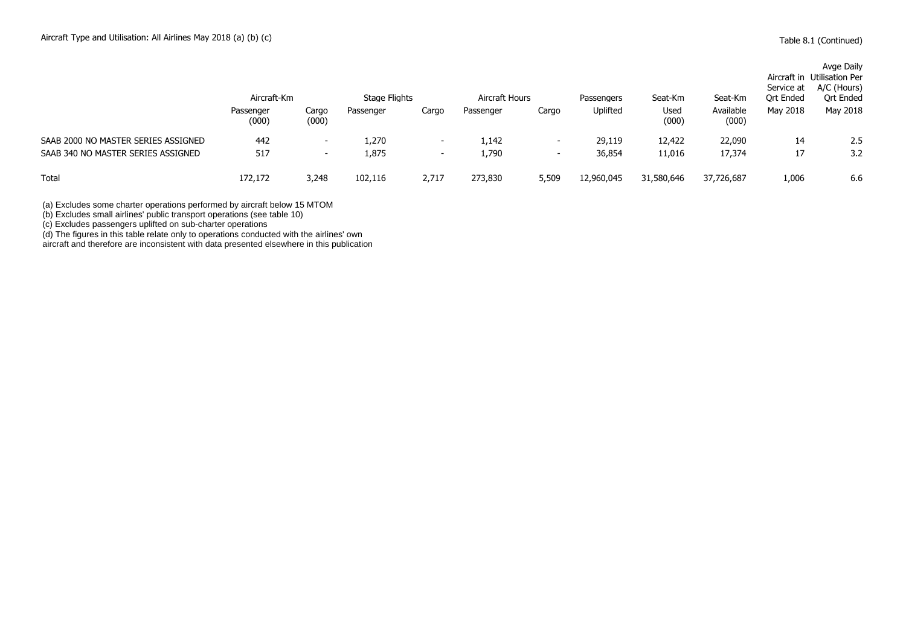Aircraft Type and Utilisation: All Airlines May 2018 (a) (b) (c)

Table 8.1 (Continued)

| | Aircraft-Km | | Stage Flights | | Aircraft Hours | | Passengers | Seat-Km | Seat-Km | Aircraft in Service at Qrt Ended | Avge Daily Utilisation Per A/C (Hours) Qrt Ended |
|---|---|---|---|---|---|---|---|---|---|---|---|
| | Passenger (000) | Cargo (000) | Passenger | Cargo | Passenger | Cargo | Uplifted | Used (000) | Available (000) | May 2018 | May 2018 |
| SAAB 2000 NO MASTER SERIES ASSIGNED | 442 | - | 1,270 | - | 1,142 | - | 29,119 | 12,422 | 22,090 | 14 | 2.5 |
| SAAB 340 NO MASTER SERIES ASSIGNED | 517 | - | 1,875 | - | 1,790 | - | 36,854 | 11,016 | 17,374 | 17 | 3.2 |
| Total | 172,172 | 3,248 | 102,116 | 2,717 | 273,830 | 5,509 | 12,960,045 | 31,580,646 | 37,726,687 | 1,006 | 6.6 |

(a) Excludes some charter operations performed by aircraft below 15 MTOM
(b) Excludes small airlines' public transport operations (see table 10)
(c) Excludes passengers uplifted on sub-charter operations
(d) The figures in this table relate only to operations conducted with the airlines' own aircraft and therefore are inconsistent with data presented elsewhere in this publication